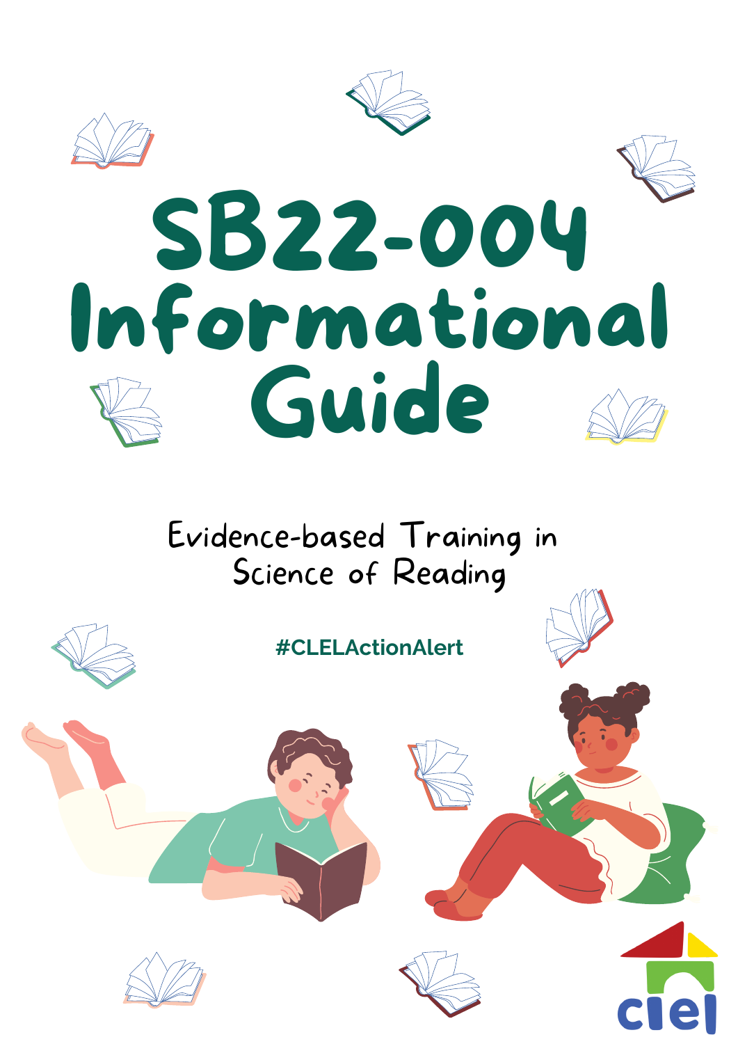# SB22-004 Informational Guide

Evidence-based Training in Science of Reading

**#CLELActionAlert**

clel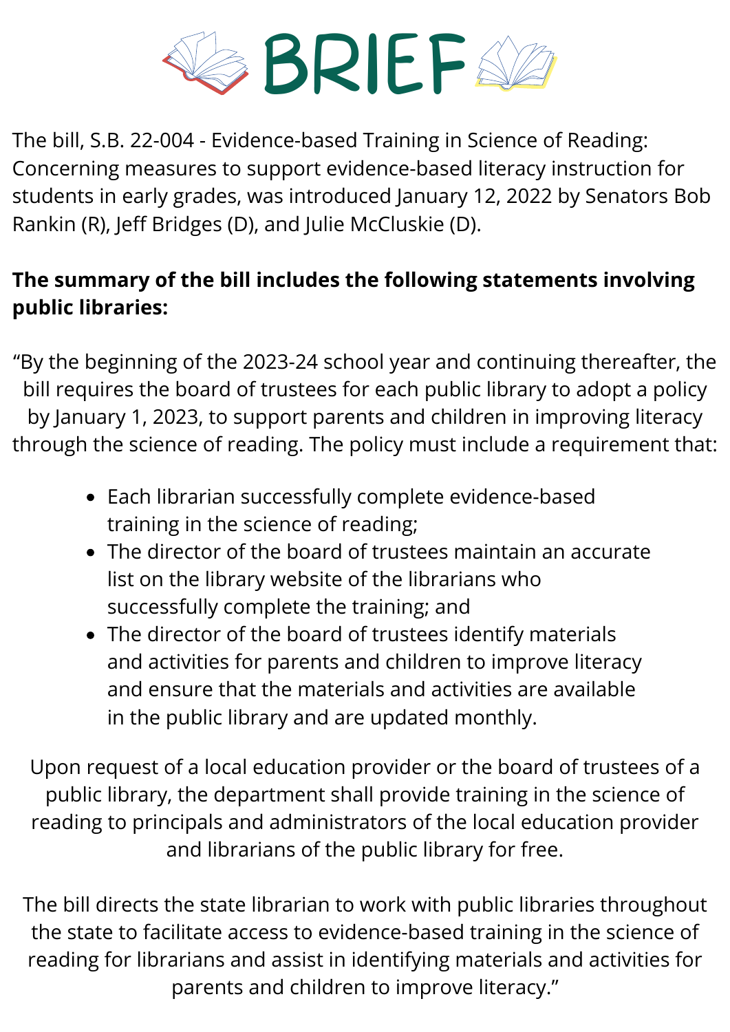# BRIEF

The bill, S.B. 22-004 - Evidence-based Training in Science of Reading: Concerning measures to support evidence-based literacy instruction for students in early grades, was introduced January 12, 2022 by Senators Bob Rankin (R), Jeff Bridges (D), and Julie McCluskie (D).

**The summary of the bill includes the following statements involving public libraries:**

"By the beginning of the 2023-24 school year and continuing thereafter, the bill requires the board of trustees for each public library to adopt a policy by January 1, 2023, to support parents and children in improving literacy through the science of reading. The policy must include a requirement that:

- Each librarian successfully complete evidence-based training in the science of reading;
- The director of the board of trustees maintain an accurate list on the library website of the librarians who successfully complete the training; and
- The director of the board of trustees identify materials and activities for parents and children to improve literacy and ensure that the materials and activities are available in the public library and are updated monthly.

Upon request of a local education provider or the board of trustees of a public library, the department shall provide training in the science of reading to principals and administrators of the local education provider and librarians of the public library for free.

The bill directs the state librarian to work with public libraries throughout the state to facilitate access to evidence-based training in the science of reading for librarians and assist in identifying materials and activities for parents and children to improve literacy."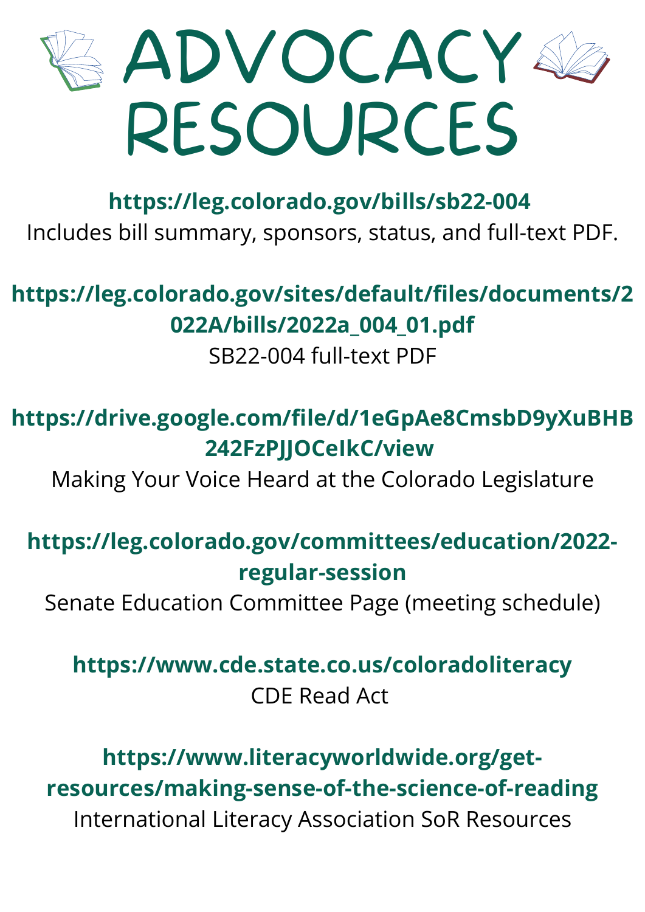# ADVOCACY RESOURCES

**https://leg.colorado.gov/bills/sb22-004**
Includes bill summary, sponsors, status, and full-text PDF.

**https://leg.colorado.gov/sites/default/files/documents/2022A/bills/2022a_004_01.pdf**
SB22-004 full-text PDF

**https://drive.google.com/file/d/1eGpAe8CmsbD9yXuBHB242FzPJJOCeIkC/view**
Making Your Voice Heard at the Colorado Legislature

**https://leg.colorado.gov/committees/education/2022-regular-session**
Senate Education Committee Page (meeting schedule)

**https://www.cde.state.co.us/coloradoliteracy**
CDE Read Act

**https://www.literacyworldwide.org/get-resources/making-sense-of-the-science-of-reading**
International Literacy Association SoR Resources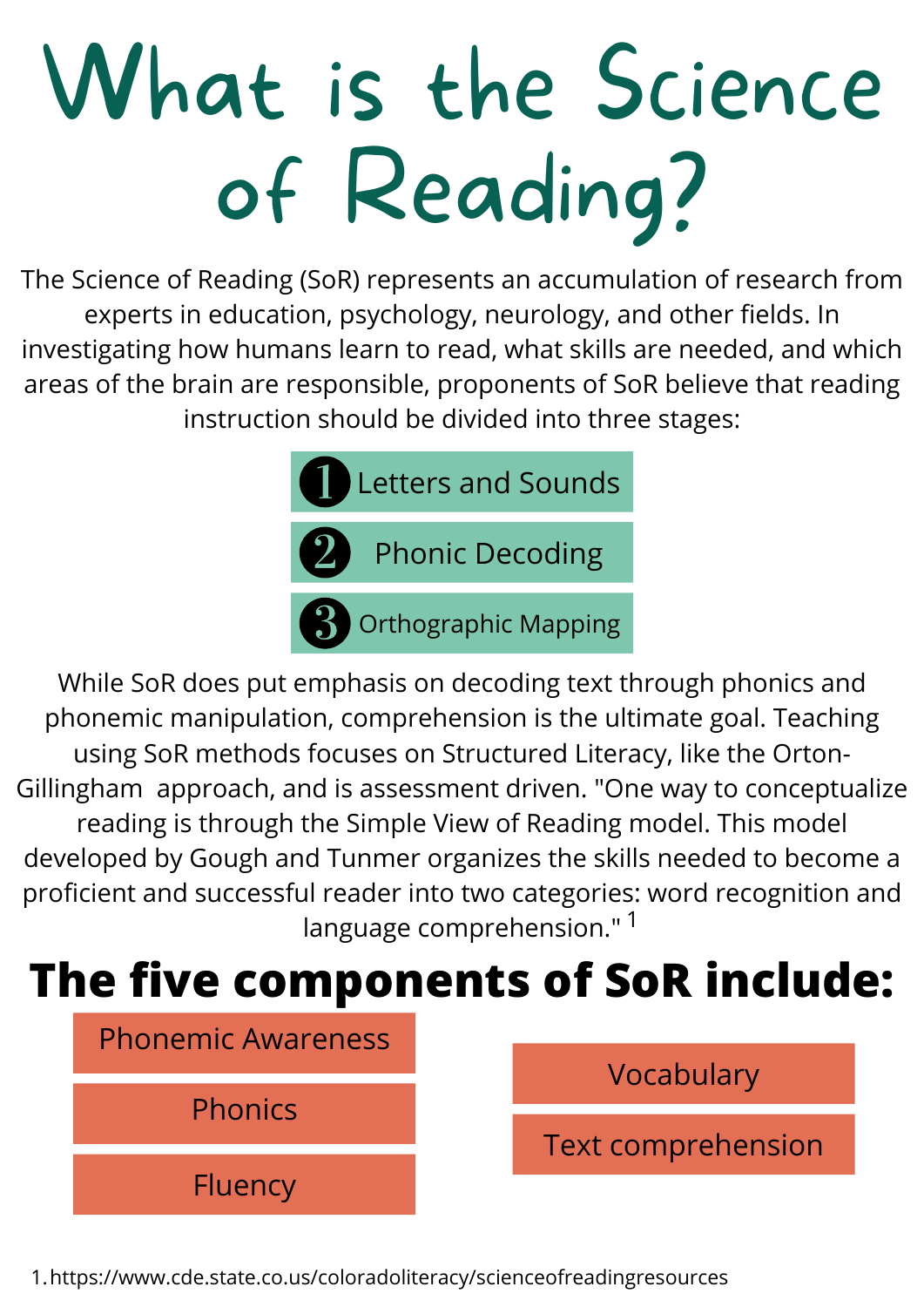# What is the Science of Reading?

The Science of Reading (SoR) represents an accumulation of research from experts in education, psychology, neurology, and other fields. In investigating how humans learn to read, what skills are needed, and which areas of the brain are responsible, proponents of SoR believe that reading instruction should be divided into three stages:

1. Letters and Sounds
2. Phonic Decoding
3. Orthographic Mapping

While SoR does put emphasis on decoding text through phonics and phonemic manipulation, comprehension is the ultimate goal. Teaching using SoR methods focuses on Structured Literacy, like the Orton-Gillingham approach, and is assessment driven. "One way to conceptualize reading is through the Simple View of Reading model. This model developed by Gough and Tunmer organizes the skills needed to become a proficient and successful reader into two categories: word recognition and language comprehension." [1]

## The five components of SoR include:

- Phonemic Awareness
- Phonics
- Fluency
- Vocabulary
- Text comprehension

1. https://www.cde.state.co.us/coloradoliteracy/scienceofreadingresources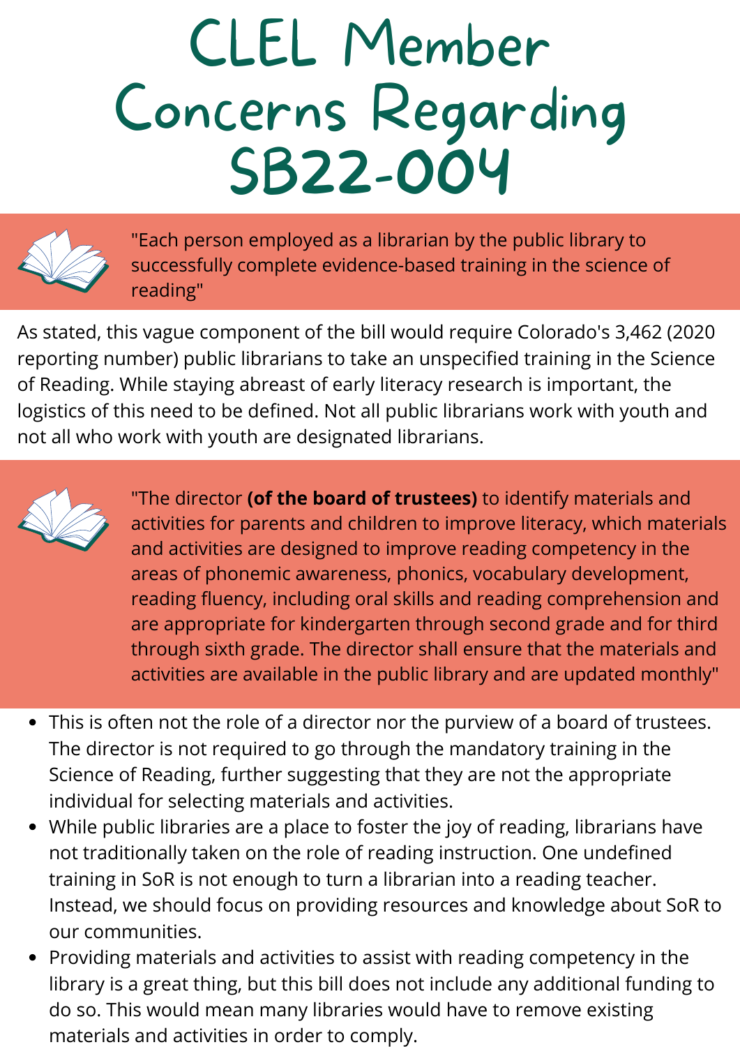# CLEL Member Concerns Regarding SB22-004

"Each person employed as a librarian by the public library to successfully complete evidence-based training in the science of reading"

As stated, this vague component of the bill would require Colorado's 3,462 (2020 reporting number) public librarians to take an unspecified training in the Science of Reading. While staying abreast of early literacy research is important, the logistics of this need to be defined. Not all public librarians work with youth and not all who work with youth are designated librarians.

"The director **(of the board of trustees)** to identify materials and activities for parents and children to improve literacy, which materials and activities are designed to improve reading competency in the areas of phonemic awareness, phonics, vocabulary development, reading fluency, including oral skills and reading comprehension and are appropriate for kindergarten through second grade and for third through sixth grade. The director shall ensure that the materials and activities are available in the public library and are updated monthly"

- This is often not the role of a director nor the purview of a board of trustees. The director is not required to go through the mandatory training in the Science of Reading, further suggesting that they are not the appropriate individual for selecting materials and activities.
- While public libraries are a place to foster the joy of reading, librarians have not traditionally taken on the role of reading instruction. One undefined training in SoR is not enough to turn a librarian into a reading teacher. Instead, we should focus on providing resources and knowledge about SoR to our communities.
- Providing materials and activities to assist with reading competency in the library is a great thing, but this bill does not include any additional funding to do so. This would mean many libraries would have to remove existing materials and activities in order to comply.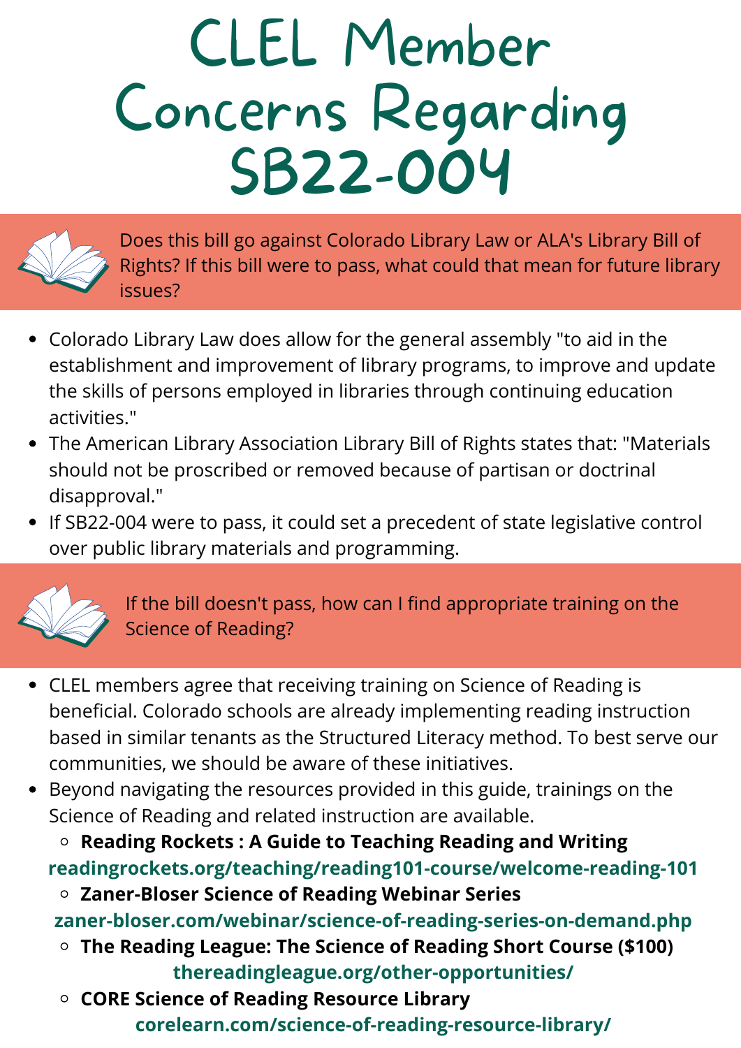# CLEL Member Concerns Regarding SB22-004

Does this bill go against Colorado Library Law or ALA's Library Bill of Rights? If this bill were to pass, what could that mean for future library issues?

- Colorado Library Law does allow for the general assembly "to aid in the establishment and improvement of library programs, to improve and update the skills of persons employed in libraries through continuing education activities."
- The American Library Association Library Bill of Rights states that: "Materials should not be proscribed or removed because of partisan or doctrinal disapproval."
- If SB22-004 were to pass, it could set a precedent of state legislative control over public library materials and programming.

If the bill doesn't pass, how can I find appropriate training on the Science of Reading?

- CLEL members agree that receiving training on Science of Reading is beneficial. Colorado schools are already implementing reading instruction based in similar tenants as the Structured Literacy method. To best serve our communities, we should be aware of these initiatives.
- Beyond navigating the resources provided in this guide, trainings on the Science of Reading and related instruction are available.
  - **Reading Rockets : A Guide to Teaching Reading and Writing**
    **readingrockets.org/teaching/reading101-course/welcome-reading-101**
  - **Zaner-Bloser Science of Reading Webinar Series**
    **zaner-bloser.com/webinar/science-of-reading-series-on-demand.php**
  - **The Reading League: The Science of Reading Short Course ($100)**
    **thereadingleague.org/other-opportunities/**
  - **CORE Science of Reading Resource Library**
    **corelearn.com/science-of-reading-resource-library/**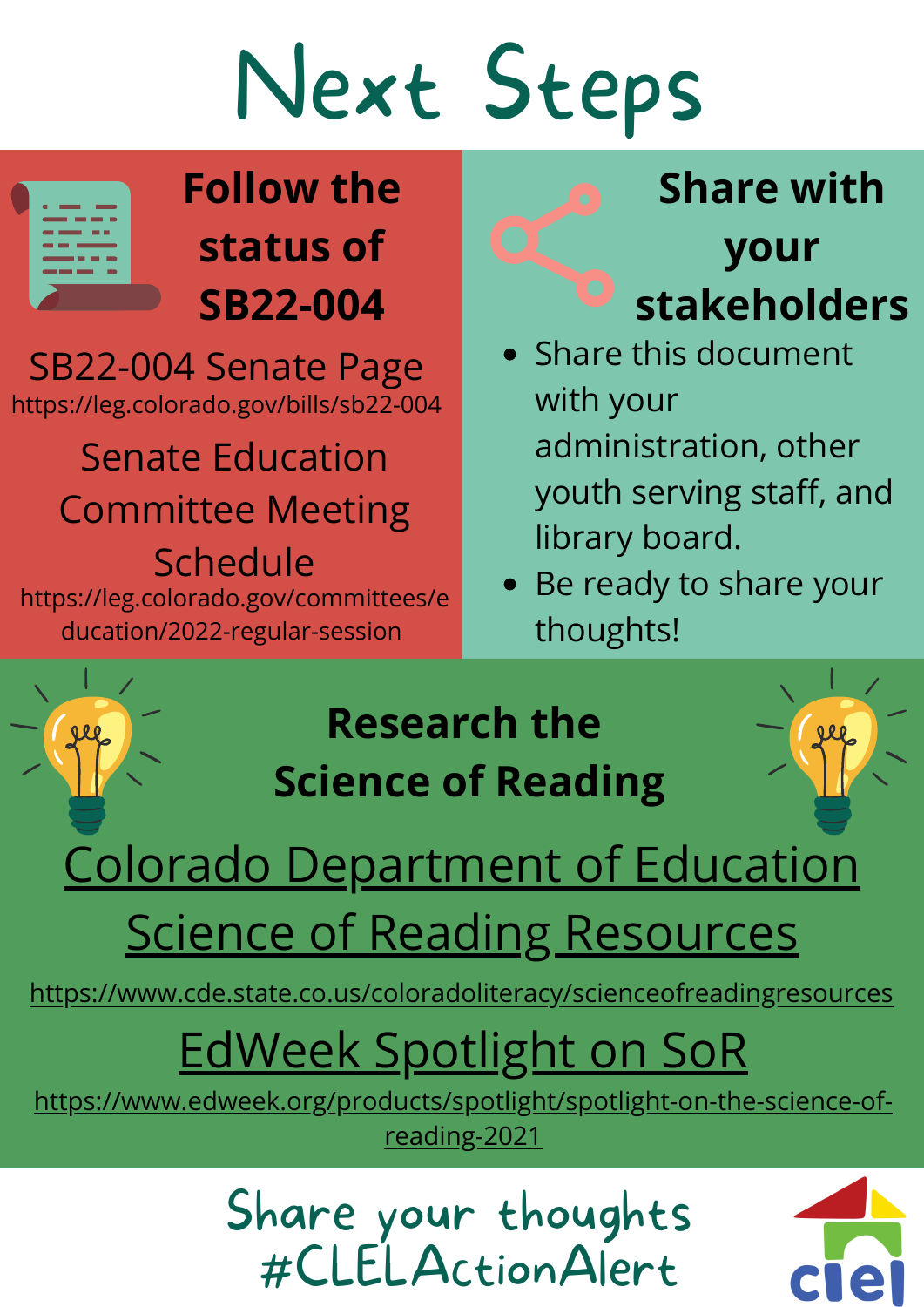# Next Steps

## Follow the status of SB22-004

SB22-004 Senate Page
https://leg.colorado.gov/bills/sb22-004

Senate Education Committee Meeting Schedule
https://leg.colorado.gov/committees/education/2022-regular-session

## Share with your stakeholders

- Share this document with your administration, other youth serving staff, and library board.
- Be ready to share your thoughts!

## Research the Science of Reading

Colorado Department of Education Science of Reading Resources

https://www.cde.state.co.us/coloradoliteracy/scienceofreadingresources

EdWeek Spotlight on SoR

https://www.edweek.org/products/spotlight/spotlight-on-the-science-of-reading-2021

Share your thoughts #CLELActionAlert

clel